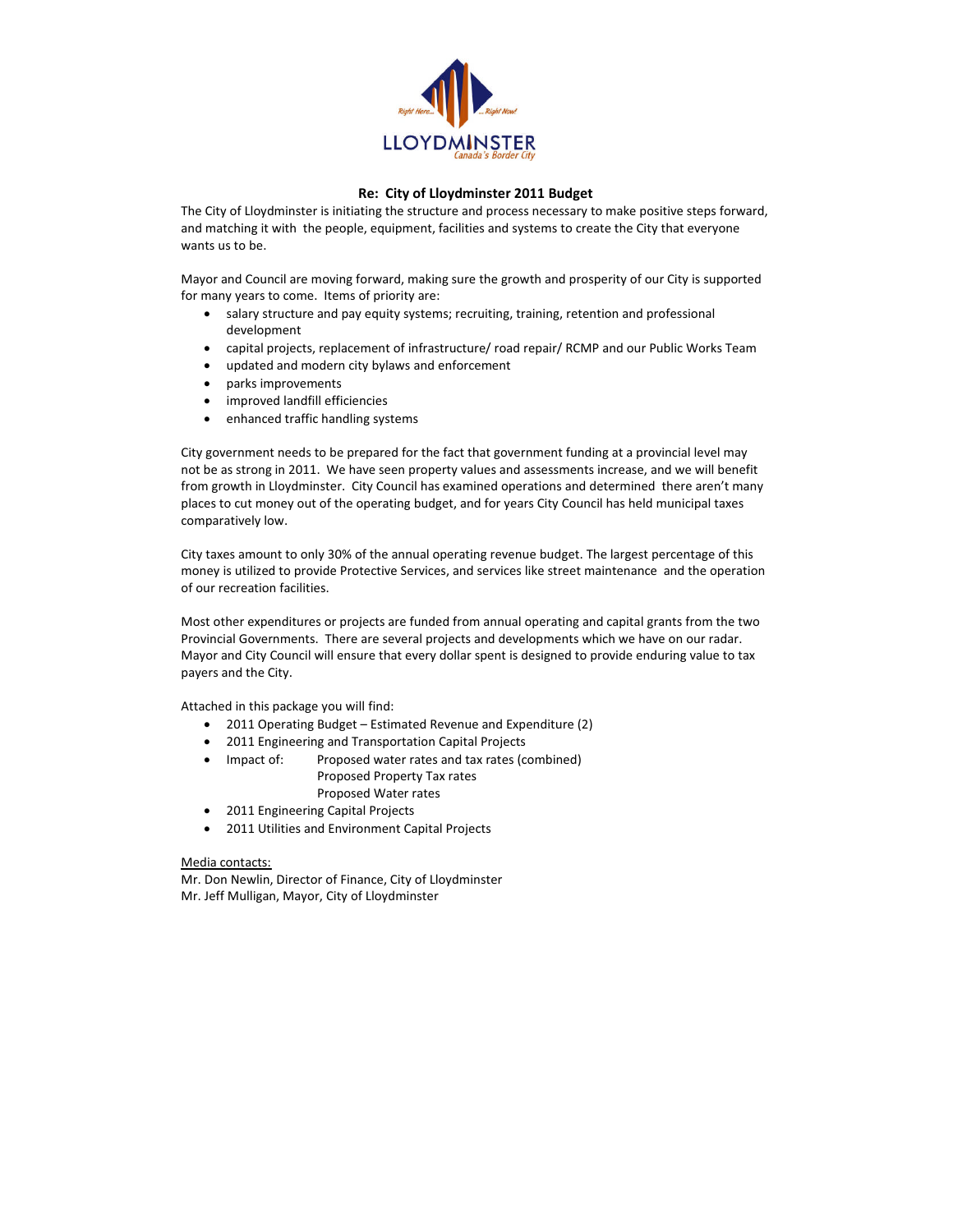Right Here... ...Right Now!

LLOYDMINSTER
Canada's Border City

## Re: City of Lloydminster 2011 Budget

The City of Lloydminster is initiating the structure and process necessary to make positive steps forward, and matching it with the people, equipment, facilities and systems to create the City that everyone wants us to be.

Mayor and Council are moving forward, making sure the growth and prosperity of our City is supported for many years to come. Items of priority are:

- salary structure and pay equity systems; recruiting, training, retention and professional development
- capital projects, replacement of infrastructure/ road repair/ RCMP and our Public Works Team
- updated and modern city bylaws and enforcement
- parks improvements
- improved landfill efficiencies
- enhanced traffic handling systems

City government needs to be prepared for the fact that government funding at a provincial level may not be as strong in 2011. We have seen property values and assessments increase, and we will benefit from growth in Lloydminster. City Council has examined operations and determined there aren't many places to cut money out of the operating budget, and for years City Council has held municipal taxes comparatively low.

City taxes amount to only 30% of the annual operating revenue budget. The largest percentage of this money is utilized to provide Protective Services, and services like street maintenance and the operation of our recreation facilities.

Most other expenditures or projects are funded from annual operating and capital grants from the two Provincial Governments. There are several projects and developments which we have on our radar. Mayor and City Council will ensure that every dollar spent is designed to provide enduring value to tax payers and the City.

Attached in this package you will find:

- 2011 Operating Budget – Estimated Revenue and Expenditure (2)
- 2011 Engineering and Transportation Capital Projects
- Impact of: Proposed water rates and tax rates (combined)
  Proposed Property Tax rates
  Proposed Water rates
- 2011 Engineering Capital Projects
- 2011 Utilities and Environment Capital Projects

Media contacts:
Mr. Don Newlin, Director of Finance, City of Lloydminster
Mr. Jeff Mulligan, Mayor, City of Lloydminster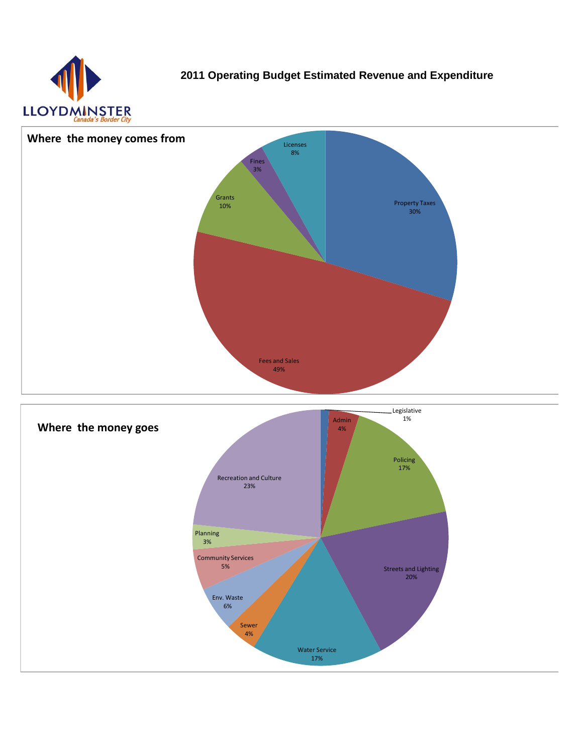LLOYDMINSTER
*Canada's Border City*

# 2011 Operating Budget Estimated Revenue and Expenditure

## Where the money comes from

| Source | Percentage |
|---|---|
| Property Taxes | 30% |
| Fees and Sales | 49% |
| Grants | 10% |
| Fines | 3% |
| Licenses | 8% |

## Where the money goes

| Category | Percentage |
|---|---|
| Legislative | 1% |
| Admin | 4% |
| Policing | 17% |
| Streets and Lighting | 20% |
| Water Service | 17% |
| Sewer | 4% |
| Env. Waste | 6% |
| Community Services | 5% |
| Planning | 3% |
| Recreation and Culture | 23% |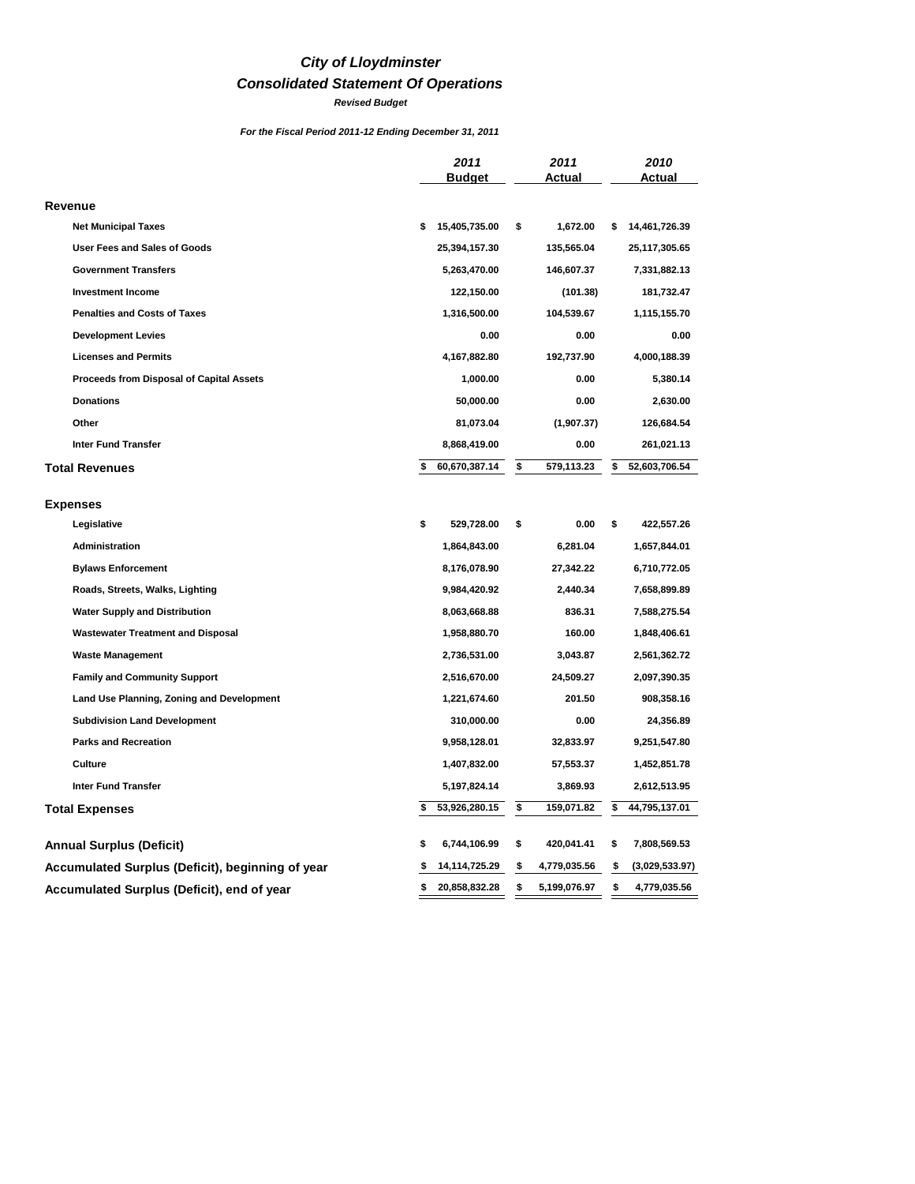# *City of Lloydminster*

## *Consolidated Statement Of Operations*

***Revised Budget***

***For the Fiscal Period 2011-12 Ending December 31, 2011***

| | 2011 Budget | 2011 Actual | 2010 Actual |
|---|---|---|---|
| **Revenue** | | | |
| Net Municipal Taxes | $ 15,405,735.00 | $ 1,672.00 | $ 14,461,726.39 |
| User Fees and Sales of Goods | 25,394,157.30 | 135,565.04 | 25,117,305.65 |
| Government Transfers | 5,263,470.00 | 146,607.37 | 7,331,882.13 |
| Investment Income | 122,150.00 | (101.38) | 181,732.47 |
| Penalties and Costs of Taxes | 1,316,500.00 | 104,539.67 | 1,115,155.70 |
| Development Levies | 0.00 | 0.00 | 0.00 |
| Licenses and Permits | 4,167,882.80 | 192,737.90 | 4,000,188.39 |
| Proceeds from Disposal of Capital Assets | 1,000.00 | 0.00 | 5,380.14 |
| Donations | 50,000.00 | 0.00 | 2,630.00 |
| Other | 81,073.04 | (1,907.37) | 126,684.54 |
| Inter Fund Transfer | 8,868,419.00 | 0.00 | 261,021.13 |
| **Total Revenues** | $ 60,670,387.14 | $ 579,113.23 | $ 52,603,706.54 |
| **Expenses** | | | |
| Legislative | $ 529,728.00 | $ 0.00 | $ 422,557.26 |
| Administration | 1,864,843.00 | 6,281.04 | 1,657,844.01 |
| Bylaws Enforcement | 8,176,078.90 | 27,342.22 | 6,710,772.05 |
| Roads, Streets, Walks, Lighting | 9,984,420.92 | 2,440.34 | 7,658,899.89 |
| Water Supply and Distribution | 8,063,668.88 | 836.31 | 7,588,275.54 |
| Wastewater Treatment and Disposal | 1,958,880.70 | 160.00 | 1,848,406.61 |
| Waste Management | 2,736,531.00 | 3,043.87 | 2,561,362.72 |
| Family and Community Support | 2,516,670.00 | 24,509.27 | 2,097,390.35 |
| Land Use Planning, Zoning and Development | 1,221,674.60 | 201.50 | 908,358.16 |
| Subdivision Land Development | 310,000.00 | 0.00 | 24,356.89 |
| Parks and Recreation | 9,958,128.01 | 32,833.97 | 9,251,547.80 |
| Culture | 1,407,832.00 | 57,553.37 | 1,452,851.78 |
| Inter Fund Transfer | 5,197,824.14 | 3,869.93 | 2,612,513.95 |
| **Total Expenses** | $ 53,926,280.15 | $ 159,071.82 | $ 44,795,137.01 |
| **Annual Surplus (Deficit)** | $ 6,744,106.99 | $ 420,041.41 | $ 7,808,569.53 |
| **Accumulated Surplus (Deficit), beginning of year** | $ 14,114,725.29 | $ 4,779,035.56 | $ (3,029,533.97) |
| **Accumulated Surplus (Deficit), end of year** | $ 20,858,832.28 | $ 5,199,076.97 | $ 4,779,035.56 |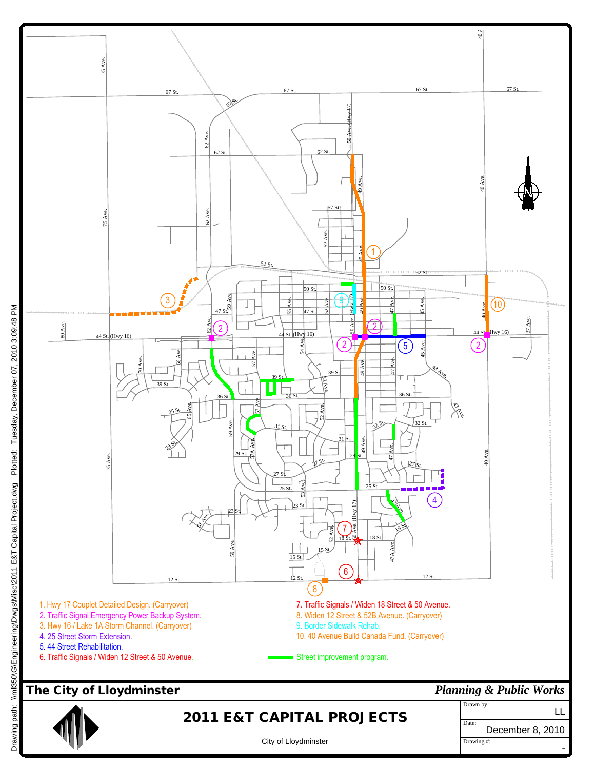1. Hwy 17 Couplet Detailed Design. (Carryover)
2. Traffic Signal Emergency Power Backup System.
3. Hwy 16 / Lake 1A Storm Channel. (Carryover)
4. 25 Street Storm Extension.
5. 44 Street Rehabilitation.
6. Traffic Signals / Widen 12 Street & 50 Avenue.
7. Traffic Signals / Widen 18 Street & 50 Avenue.
8. Widen 12 Street & 52B Avenue. (Carryover)
9. Border Sidewalk Rehab.
10. 40 Avenue Build Canada Fund. (Carryover)

Street improvement program.

**The City of Lloydminster** — ***Planning & Public Works***

## 2011 E&T CAPITAL PROJECTS

City of Lloydminster

| | |
|---|---|
| Drawn by: | LL |
| Date: | December 8, 2010 |
| Drawing #: | - |

Drawing path: \\ml350\G\Engineering\Dwgs\Misc\2011 E&T Capital Project.dwg Plotted: Tuesday, December 07, 2010 3:09:48 PM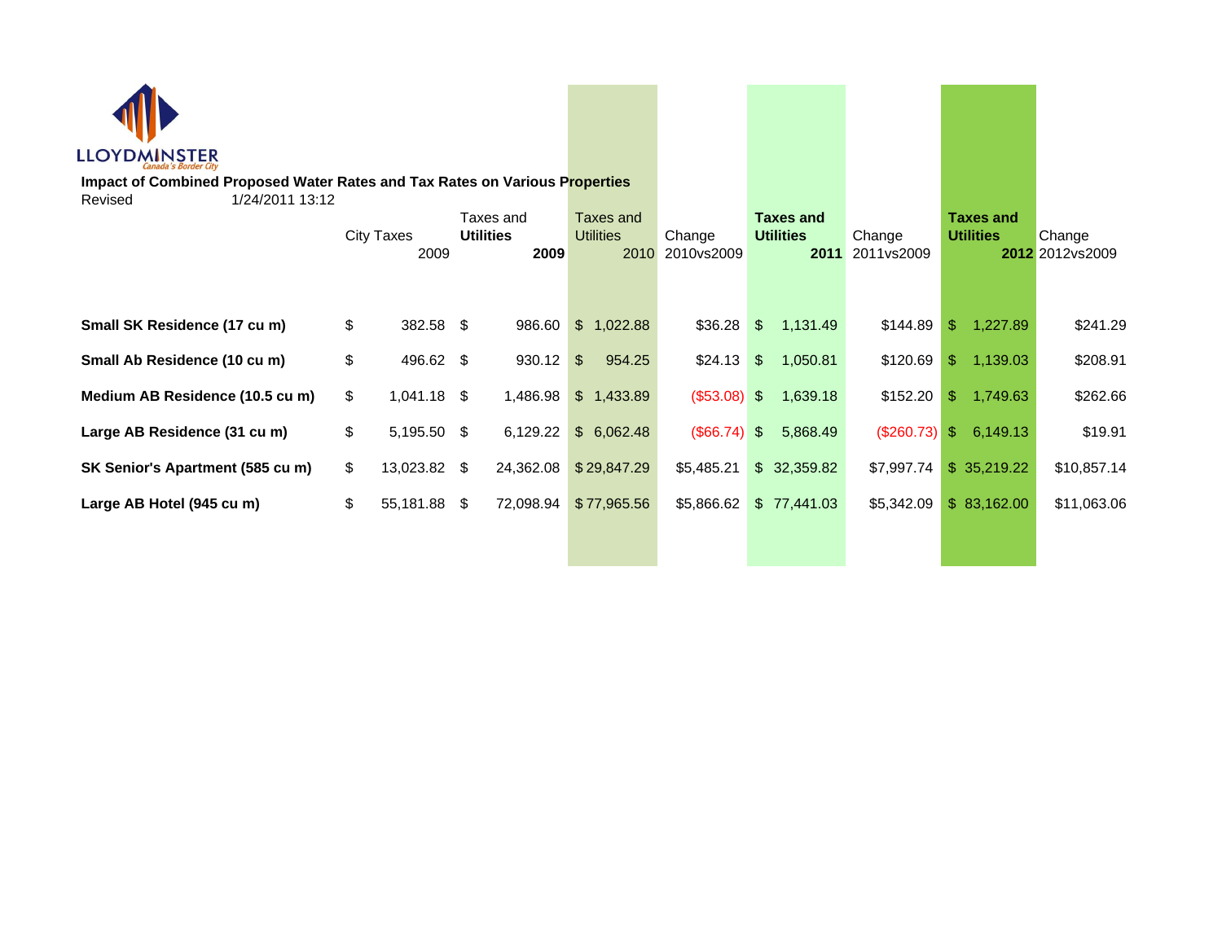LLOYDMINSTER
*Canada's Border City*

**Impact of Combined Proposed Water Rates and Tax Rates on Various Properties**

Revised 1/24/2011 13:12

| | City Taxes 2009 | Taxes and **Utilities** **2009** | Taxes and Utilities 2010 | Change 2010vs2009 | **Taxes and Utilities 2011** | Change 2011vs2009 | **Taxes and Utilities 2012** | Change 2012vs2009 |
|---|---|---|---|---|---|---|---|---|
| **Small SK Residence (17 cu m)** | $ 382.58 | $ 986.60 | $ 1,022.88 | $36.28 | $ 1,131.49 | $144.89 | $ 1,227.89 | $241.29 |
| **Small Ab Residence (10 cu m)** | $ 496.62 | $ 930.12 | $ 954.25 | $24.13 | $ 1,050.81 | $120.69 | $ 1,139.03 | $208.91 |
| **Medium AB Residence (10.5 cu m)** | $ 1,041.18 | $ 1,486.98 | $ 1,433.89 | ($53.08) | $ 1,639.18 | $152.20 | $ 1,749.63 | $262.66 |
| **Large AB Residence (31 cu m)** | $ 5,195.50 | $ 6,129.22 | $ 6,062.48 | ($66.74) | $ 5,868.49 | ($260.73) | $ 6,149.13 | $19.91 |
| **SK Senior's Apartment (585 cu m)** | $ 13,023.82 | $ 24,362.08 | $ 29,847.29 | $5,485.21 | $ 32,359.82 | $7,997.74 | $ 35,219.22 | $10,857.14 |
| **Large AB Hotel (945 cu m)** | $ 55,181.88 | $ 72,098.94 | $ 77,965.56 | $5,866.62 | $ 77,441.03 | $5,342.09 | $ 83,162.00 | $11,063.06 |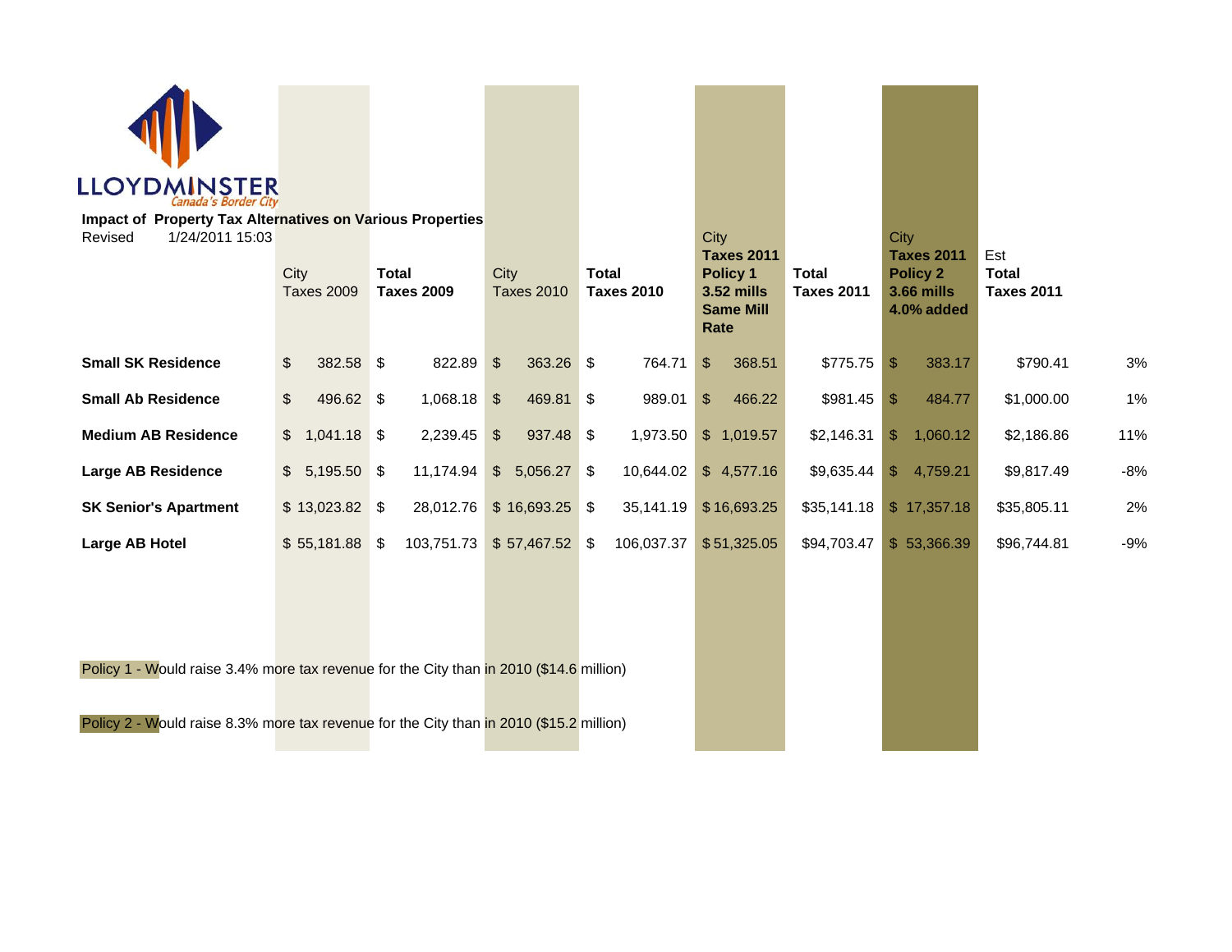LLOYDMINSTER
*Canada's Border City*

**Impact of Property Tax Alternatives on Various Properties**

Revised 1/24/2011 15:03

| | City Taxes 2009 | **Total Taxes 2009** | City Taxes 2010 | **Total Taxes 2010** | City **Taxes 2011 Policy 1 3.52 mills Same Mill Rate** | **Total Taxes 2011** | City **Taxes 2011 Policy 2 3.66 mills 4.0% added** | Est **Total Taxes 2011** | |
|---|---|---|---|---|---|---|---|---|---|
| **Small SK Residence** | $ 382.58 | $ 822.89 | $ 363.26 | $ 764.71 | $ 368.51 | $775.75 | $ 383.17 | $790.41 | 3% |
| **Small Ab Residence** | $ 496.62 | $ 1,068.18 | $ 469.81 | $ 989.01 | $ 466.22 | $981.45 | $ 484.77 | $1,000.00 | 1% |
| **Medium AB Residence** | $ 1,041.18 | $ 2,239.45 | $ 937.48 | $ 1,973.50 | $ 1,019.57 | $2,146.31 | $ 1,060.12 | $2,186.86 | 11% |
| **Large AB Residence** | $ 5,195.50 | $ 11,174.94 | $ 5,056.27 | $ 10,644.02 | $ 4,577.16 | $9,635.44 | $ 4,759.21 | $9,817.49 | -8% |
| **SK Senior's Apartment** | $ 13,023.82 | $ 28,012.76 | $ 16,693.25 | $ 35,141.19 | $ 16,693.25 | $35,141.18 | $ 17,357.18 | $35,805.11 | 2% |
| **Large AB Hotel** | $ 55,181.88 | $ 103,751.73 | $ 57,467.52 | $ 106,037.37 | $ 51,325.05 | $94,703.47 | $ 53,366.39 | $96,744.81 | -9% |

Policy 1 - Would raise 3.4% more tax revenue for the City than in 2010 ($14.6 million)

Policy 2 - Would raise 8.3% more tax revenue for the City than in 2010 ($15.2 million)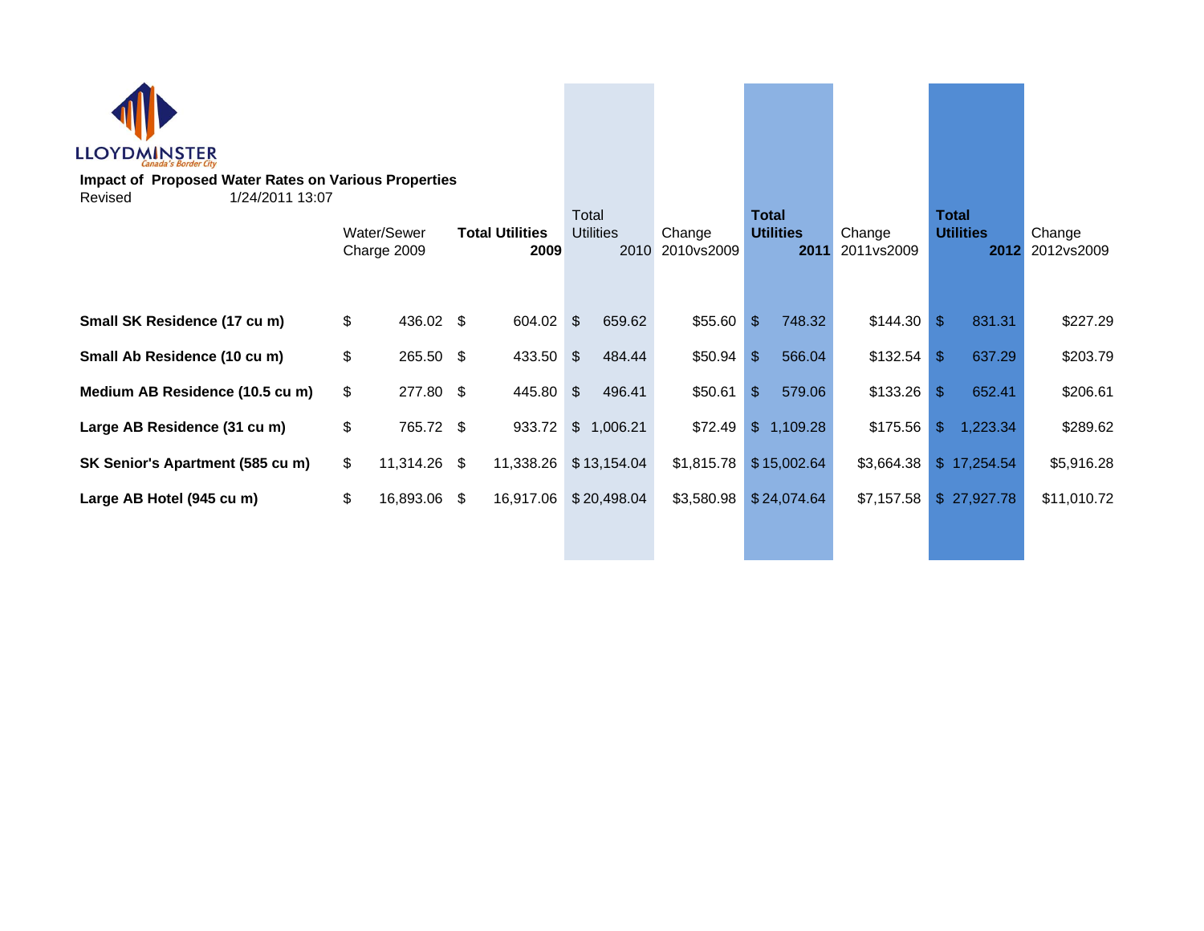LLOYDMINSTER

Canada's Border City

**Impact of Proposed Water Rates on Various Properties**

Revised 1/24/2011 13:07

| | Water/Sewer Charge 2009 | **Total Utilities 2009** | Total Utilities 2010 | Change 2010vs2009 | **Total Utilities 2011** | Change 2011vs2009 | **Total Utilities 2012** | Change 2012vs2009 |
|---|---|---|---|---|---|---|---|---|
| **Small SK Residence (17 cu m)** | $ 436.02 | $ 604.02 | $ 659.62 | $55.60 | $ 748.32 | $144.30 | $ 831.31 | $227.29 |
| **Small Ab Residence (10 cu m)** | $ 265.50 | $ 433.50 | $ 484.44 | $50.94 | $ 566.04 | $132.54 | $ 637.29 | $203.79 |
| **Medium AB Residence (10.5 cu m)** | $ 277.80 | $ 445.80 | $ 496.41 | $50.61 | $ 579.06 | $133.26 | $ 652.41 | $206.61 |
| **Large AB Residence (31 cu m)** | $ 765.72 | $ 933.72 | $ 1,006.21 | $72.49 | $ 1,109.28 | $175.56 | $ 1,223.34 | $289.62 |
| **SK Senior's Apartment (585 cu m)** | $ 11,314.26 | $ 11,338.26 | $ 13,154.04 | $1,815.78 | $ 15,002.64 | $3,664.38 | $ 17,254.54 | $5,916.28 |
| **Large AB Hotel (945 cu m)** | $ 16,893.06 | $ 16,917.06 | $ 20,498.04 | $3,580.98 | $ 24,074.64 | $7,157.58 | $ 27,927.78 | $11,010.72 |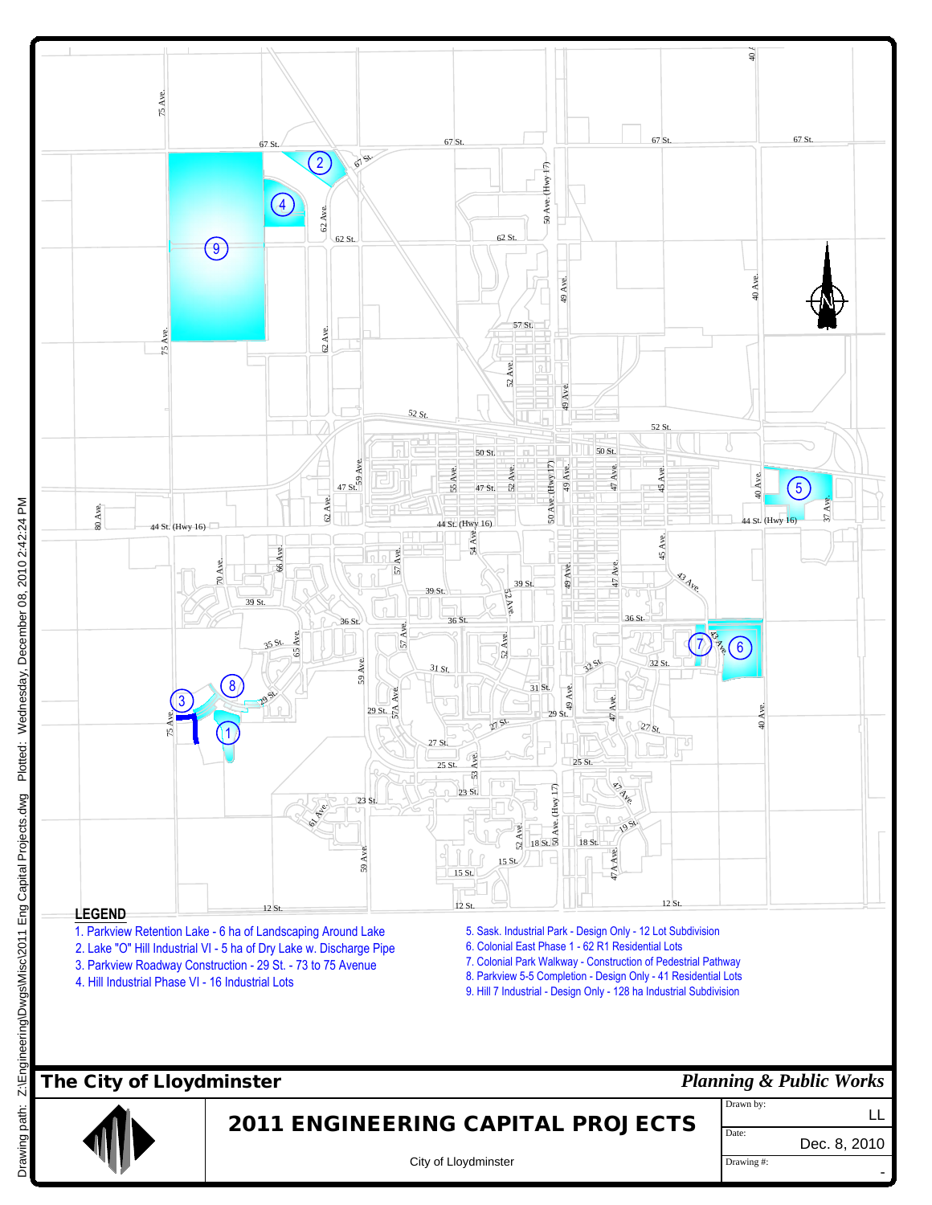# The City of Lloydminster

*Planning & Public Works*

## 2011 ENGINEERING CAPITAL PROJECTS

City of Lloydminster

Drawn by: LL

Date: Dec. 8, 2010

Drawing #: -

**LEGEND**

1. Parkview Retention Lake - 6 ha of Landscaping Around Lake
2. Lake "O" Hill Industrial VI - 5 ha of Dry Lake w. Discharge Pipe
3. Parkview Roadway Construction - 29 St. - 73 to 75 Avenue
4. Hill Industrial Phase VI - 16 Industrial Lots
5. Sask. Industrial Park - Design Only - 12 Lot Subdivision
6. Colonial East Phase 1 - 62 R1 Residential Lots
7. Colonial Park Walkway - Construction of Pedestrian Pathway
8. Parkview 5-5 Completion - Design Only - 41 Residential Lots
9. Hill 7 Industrial - Design Only - 128 ha Industrial Subdivision

Drawing path: Z:\Engineering\Dwgs\Misc\2011 Eng Capital Projects.dwg Plotted: Wednesday, December 08, 2010 2:42:24 PM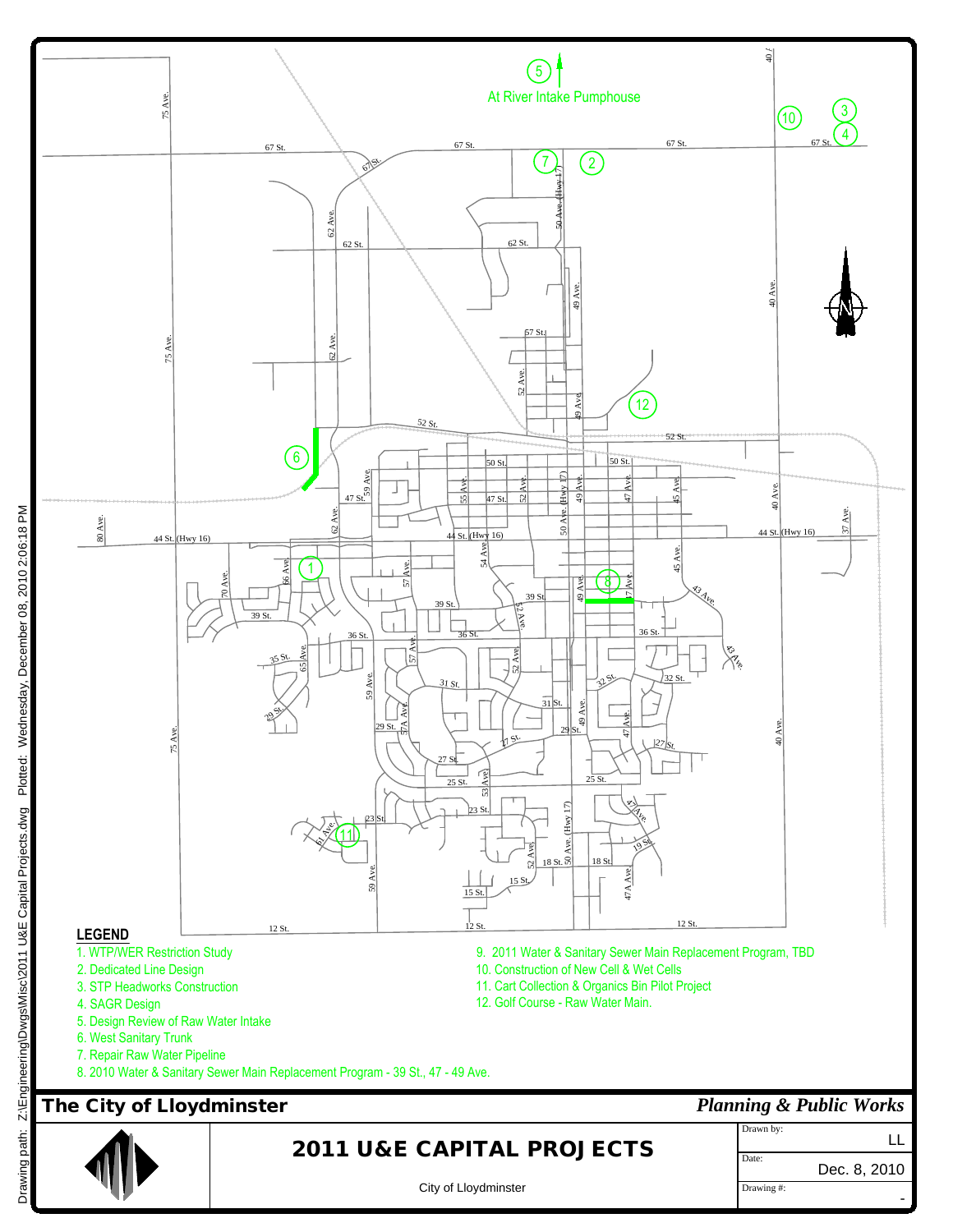At River Intake Pumphouse

**LEGEND**

1. WTP/WER Restriction Study
2. Dedicated Line Design
3. STP Headworks Construction
4. SAGR Design
5. Design Review of Raw Water Intake
6. West Sanitary Trunk
7. Repair Raw Water Pipeline
8. 2010 Water & Sanitary Sewer Main Replacement Program - 39 St., 47 - 49 Ave.
9. 2011 Water & Sanitary Sewer Main Replacement Program, TBD
10. Construction of New Cell & Wet Cells
11. Cart Collection & Organics Bin Pilot Project
12. Golf Course - Raw Water Main.

**The City of Lloydminster**

*Planning & Public Works*

# 2011 U&E CAPITAL PROJECTS

City of Lloydminster

Drawn by: LL

Date: Dec. 8, 2010

Drawing #: -

Drawing path: Z:\Engineering\Dwgs\Misc\2011 U&E Capital Projects.dwg Plotted: Wednesday, December 08, 2010 2:06:18 PM